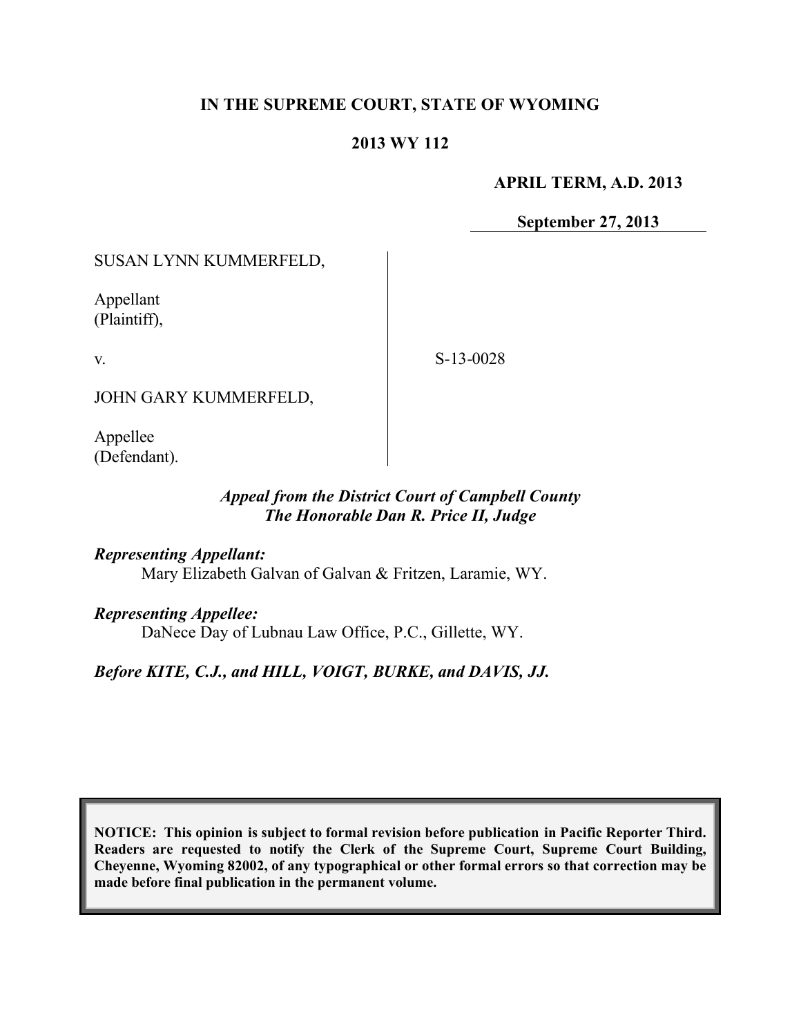**IN THE SUPREME COURT, STATE OF WYOMING**

**2013 WY 112**

**APRIL TERM, A.D. 2013**

**September 27, 2013**

SUSAN LYNN KUMMERFELD,

Appellant
(Plaintiff),

v.

S-13-0028

JOHN GARY KUMMERFELD,

Appellee
(Defendant).

*Appeal from the District Court of Campbell County*
*The Honorable Dan R. Price II, Judge*

***Representing Appellant:***
Mary Elizabeth Galvan of Galvan & Fritzen, Laramie, WY.

***Representing Appellee:***
DaNece Day of Lubnau Law Office, P.C., Gillette, WY.

***Before KITE, C.J., and HILL, VOIGT, BURKE, and DAVIS, JJ.***

**NOTICE: This opinion is subject to formal revision before publication in Pacific Reporter Third. Readers are requested to notify the Clerk of the Supreme Court, Supreme Court Building, Cheyenne, Wyoming 82002, of any typographical or other formal errors so that correction may be made before final publication in the permanent volume.**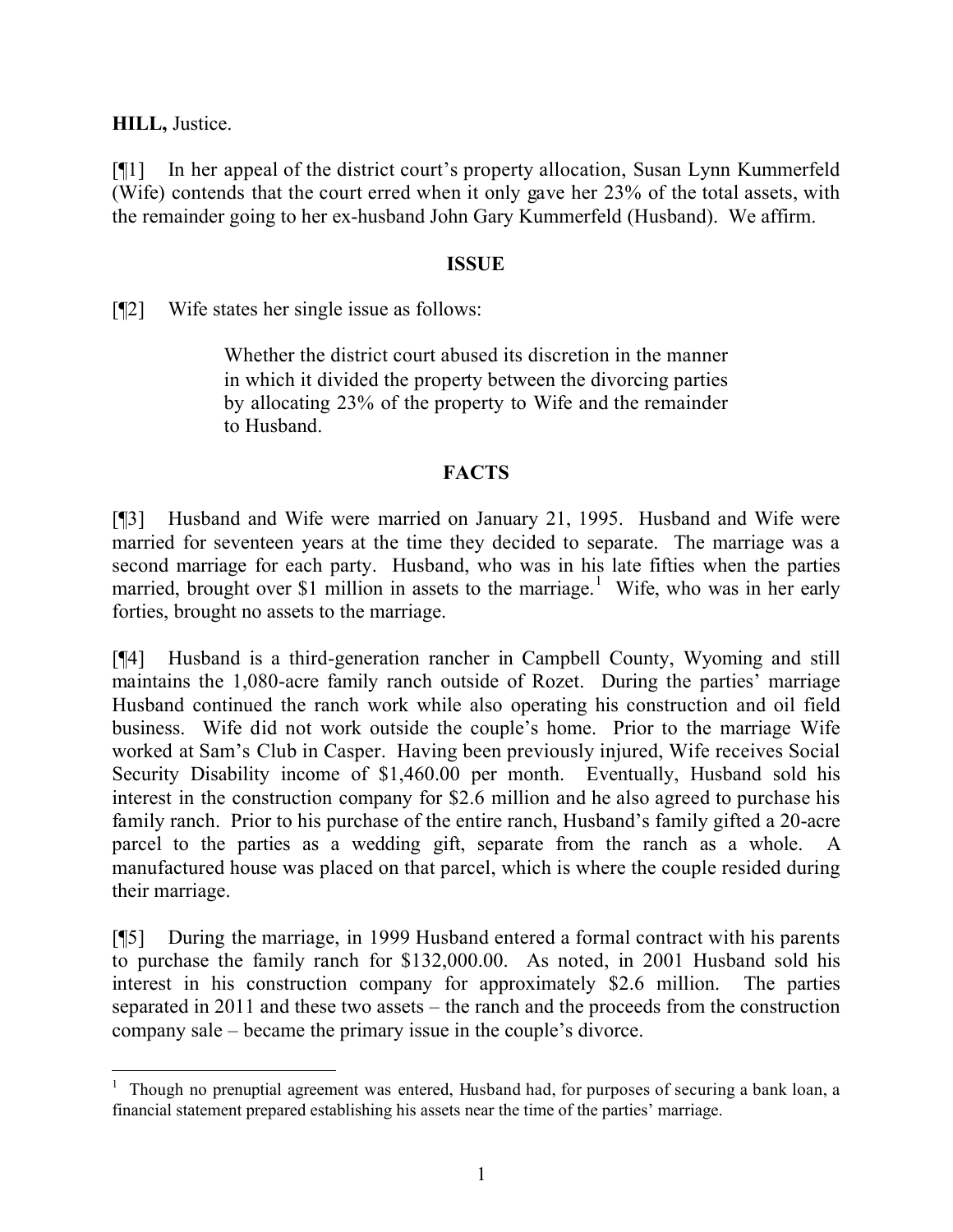**HILL,** Justice.

[¶1] In her appeal of the district court's property allocation, Susan Lynn Kummerfeld (Wife) contends that the court erred when it only gave her 23% of the total assets, with the remainder going to her ex-husband John Gary Kummerfeld (Husband). We affirm.

**ISSUE**

[¶2] Wife states her single issue as follows:

> Whether the district court abused its discretion in the manner in which it divided the property between the divorcing parties by allocating 23% of the property to Wife and the remainder to Husband.

**FACTS**

[¶3] Husband and Wife were married on January 21, 1995. Husband and Wife were married for seventeen years at the time they decided to separate. The marriage was a second marriage for each party. Husband, who was in his late fifties when the parties married, brought over $1 million in assets to the marriage.[1] Wife, who was in her early forties, brought no assets to the marriage.

[¶4] Husband is a third-generation rancher in Campbell County, Wyoming and still maintains the 1,080-acre family ranch outside of Rozet. During the parties' marriage Husband continued the ranch work while also operating his construction and oil field business. Wife did not work outside the couple's home. Prior to the marriage Wife worked at Sam's Club in Casper. Having been previously injured, Wife receives Social Security Disability income of $1,460.00 per month. Eventually, Husband sold his interest in the construction company for $2.6 million and he also agreed to purchase his family ranch. Prior to his purchase of the entire ranch, Husband's family gifted a 20-acre parcel to the parties as a wedding gift, separate from the ranch as a whole. A manufactured house was placed on that parcel, which is where the couple resided during their marriage.

[¶5] During the marriage, in 1999 Husband entered a formal contract with his parents to purchase the family ranch for $132,000.00. As noted, in 2001 Husband sold his interest in his construction company for approximately $2.6 million. The parties separated in 2011 and these two assets – the ranch and the proceeds from the construction company sale – became the primary issue in the couple's divorce.

---

[1] Though no prenuptial agreement was entered, Husband had, for purposes of securing a bank loan, a financial statement prepared establishing his assets near the time of the parties' marriage.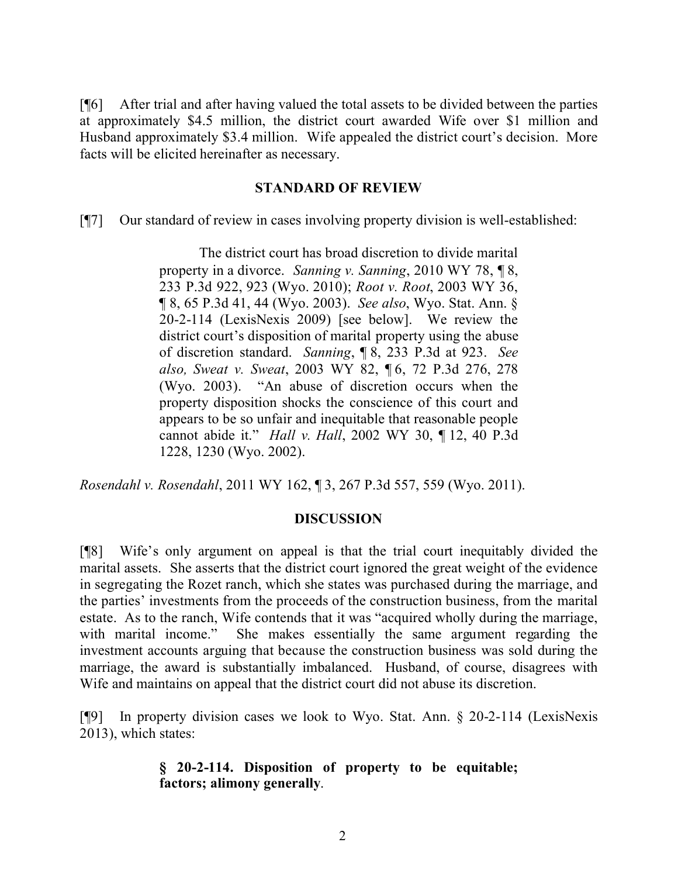[¶6] After trial and after having valued the total assets to be divided between the parties at approximately $4.5 million, the district court awarded Wife over $1 million and Husband approximately $3.4 million. Wife appealed the district court's decision. More facts will be elicited hereinafter as necessary.

## STANDARD OF REVIEW

[¶7] Our standard of review in cases involving property division is well-established:

> The district court has broad discretion to divide marital property in a divorce. *Sanning v. Sanning*, 2010 WY 78, ¶ 8, 233 P.3d 922, 923 (Wyo. 2010); *Root v. Root*, 2003 WY 36, ¶ 8, 65 P.3d 41, 44 (Wyo. 2003). *See also*, Wyo. Stat. Ann. § 20-2-114 (LexisNexis 2009) [see below]. We review the district court's disposition of marital property using the abuse of discretion standard. *Sanning*, ¶ 8, 233 P.3d at 923. *See also, Sweat v. Sweat*, 2003 WY 82, ¶ 6, 72 P.3d 276, 278 (Wyo. 2003). "An abuse of discretion occurs when the property disposition shocks the conscience of this court and appears to be so unfair and inequitable that reasonable people cannot abide it." *Hall v. Hall*, 2002 WY 30, ¶ 12, 40 P.3d 1228, 1230 (Wyo. 2002).

*Rosendahl v. Rosendahl*, 2011 WY 162, ¶ 3, 267 P.3d 557, 559 (Wyo. 2011).

## DISCUSSION

[¶8] Wife's only argument on appeal is that the trial court inequitably divided the marital assets. She asserts that the district court ignored the great weight of the evidence in segregating the Rozet ranch, which she states was purchased during the marriage, and the parties' investments from the proceeds of the construction business, from the marital estate. As to the ranch, Wife contends that it was "acquired wholly during the marriage, with marital income." She makes essentially the same argument regarding the investment accounts arguing that because the construction business was sold during the marriage, the award is substantially imbalanced. Husband, of course, disagrees with Wife and maintains on appeal that the district court did not abuse its discretion.

[¶9] In property division cases we look to Wyo. Stat. Ann. § 20-2-114 (LexisNexis 2013), which states:

> **§ 20-2-114. Disposition of property to be equitable; factors; alimony generally**.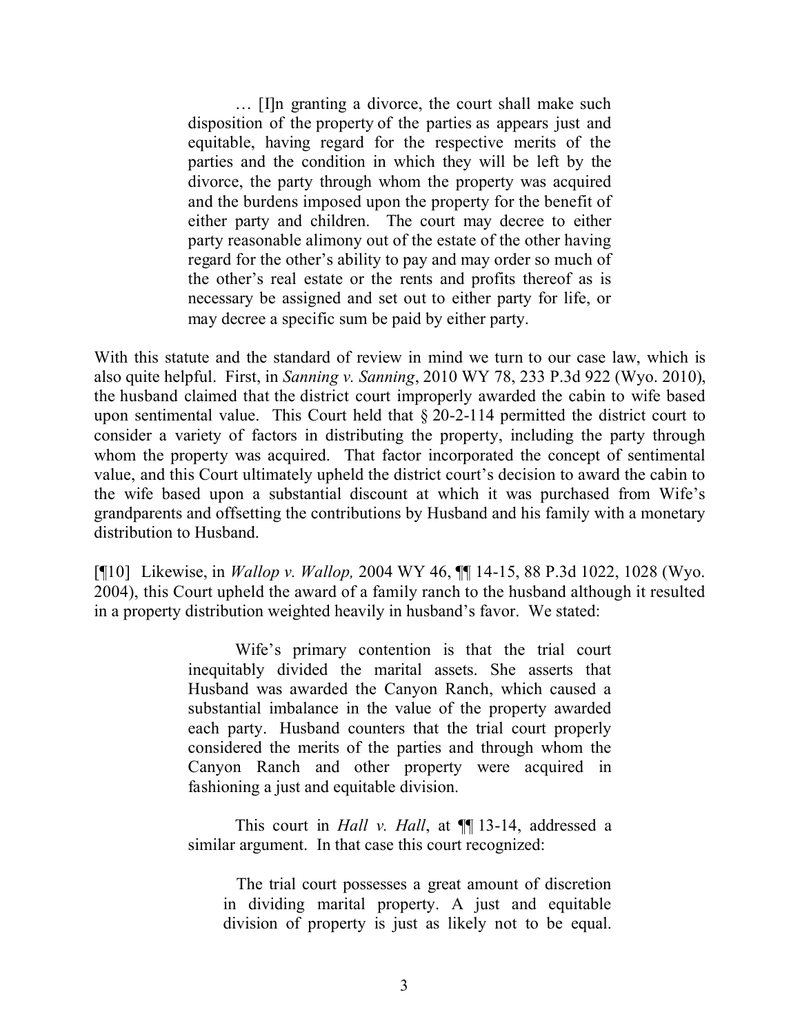> … [I]n granting a divorce, the court shall make such disposition of the property of the parties as appears just and equitable, having regard for the respective merits of the parties and the condition in which they will be left by the divorce, the party through whom the property was acquired and the burdens imposed upon the property for the benefit of either party and children. The court may decree to either party reasonable alimony out of the estate of the other having regard for the other's ability to pay and may order so much of the other's real estate or the rents and profits thereof as is necessary be assigned and set out to either party for life, or may decree a specific sum be paid by either party.

With this statute and the standard of review in mind we turn to our case law, which is also quite helpful. First, in *Sanning v. Sanning*, 2010 WY 78, 233 P.3d 922 (Wyo. 2010), the husband claimed that the district court improperly awarded the cabin to wife based upon sentimental value. This Court held that § 20-2-114 permitted the district court to consider a variety of factors in distributing the property, including the party through whom the property was acquired. That factor incorporated the concept of sentimental value, and this Court ultimately upheld the district court's decision to award the cabin to the wife based upon a substantial discount at which it was purchased from Wife's grandparents and offsetting the contributions by Husband and his family with a monetary distribution to Husband.

[¶10] Likewise, in *Wallop v. Wallop,* 2004 WY 46, ¶¶ 14-15, 88 P.3d 1022, 1028 (Wyo. 2004), this Court upheld the award of a family ranch to the husband although it resulted in a property distribution weighted heavily in husband's favor. We stated:

> Wife's primary contention is that the trial court inequitably divided the marital assets. She asserts that Husband was awarded the Canyon Ranch, which caused a substantial imbalance in the value of the property awarded each party. Husband counters that the trial court properly considered the merits of the parties and through whom the Canyon Ranch and other property were acquired in fashioning a just and equitable division.
>
> This court in *Hall v. Hall*, at ¶¶ 13-14, addressed a similar argument. In that case this court recognized:
>
> > The trial court possesses a great amount of discretion in dividing marital property. A just and equitable division of property is just as likely not to be equal.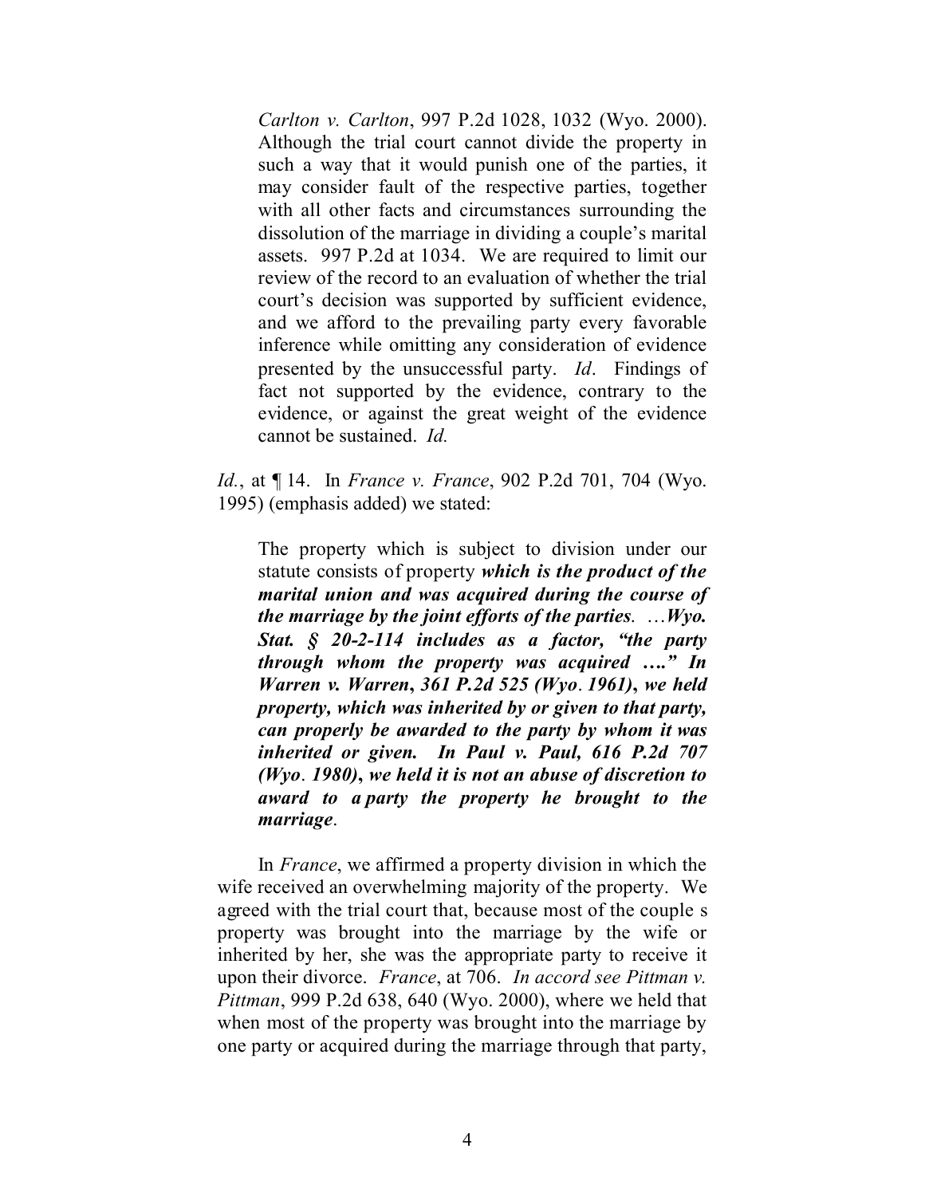> *Carlton v. Carlton*, 997 P.2d 1028, 1032 (Wyo. 2000). Although the trial court cannot divide the property in such a way that it would punish one of the parties, it may consider fault of the respective parties, together with all other facts and circumstances surrounding the dissolution of the marriage in dividing a couple's marital assets. 997 P.2d at 1034. We are required to limit our review of the record to an evaluation of whether the trial court's decision was supported by sufficient evidence, and we afford to the prevailing party every favorable inference while omitting any consideration of evidence presented by the unsuccessful party. *Id*. Findings of fact not supported by the evidence, contrary to the evidence, or against the great weight of the evidence cannot be sustained. *Id.*

*Id.*, at ¶ 14. In *France v. France*, 902 P.2d 701, 704 (Wyo. 1995) (emphasis added) we stated:

> The property which is subject to division under our statute consists of property ***which is the product of the marital union and was acquired during the course of the marriage by the joint efforts of the parties***. …***Wyo. Stat. § 20-2-114 includes as a factor, "the party through whom the property was acquired …." In Warren v. Warren, 361 P.2d 525 (Wyo. 1961), we held property, which was inherited by or given to that party, can properly be awarded to the party by whom it was inherited or given. In Paul v. Paul, 616 P.2d 707 (Wyo. 1980), we held it is not an abuse of discretion to award to a party the property he brought to the marriage***.

In *France*, we affirmed a property division in which the wife received an overwhelming majority of the property. We agreed with the trial court that, because most of the couple s property was brought into the marriage by the wife or inherited by her, she was the appropriate party to receive it upon their divorce. *France*, at 706. *In accord see Pittman v. Pittman*, 999 P.2d 638, 640 (Wyo. 2000), where we held that when most of the property was brought into the marriage by one party or acquired during the marriage through that party,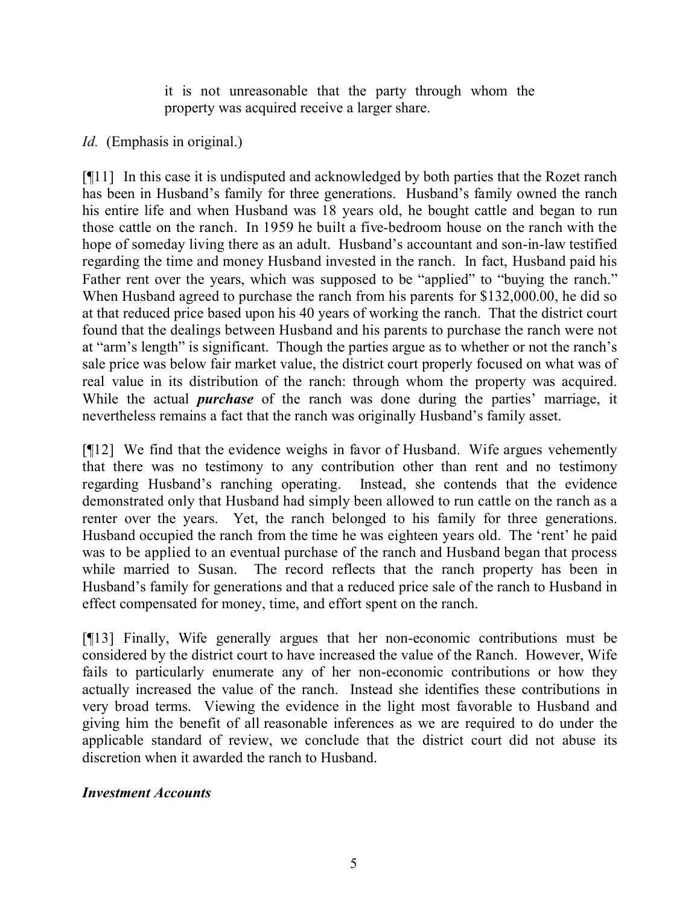> it is not unreasonable that the party through whom the property was acquired receive a larger share.

*Id.* (Emphasis in original.)

[¶11] In this case it is undisputed and acknowledged by both parties that the Rozet ranch has been in Husband's family for three generations. Husband's family owned the ranch his entire life and when Husband was 18 years old, he bought cattle and began to run those cattle on the ranch. In 1959 he built a five-bedroom house on the ranch with the hope of someday living there as an adult. Husband's accountant and son-in-law testified regarding the time and money Husband invested in the ranch. In fact, Husband paid his Father rent over the years, which was supposed to be "applied" to "buying the ranch." When Husband agreed to purchase the ranch from his parents for $132,000.00, he did so at that reduced price based upon his 40 years of working the ranch. That the district court found that the dealings between Husband and his parents to purchase the ranch were not at "arm's length" is significant. Though the parties argue as to whether or not the ranch's sale price was below fair market value, the district court properly focused on what was of real value in its distribution of the ranch: through whom the property was acquired. While the actual ***purchase*** of the ranch was done during the parties' marriage, it nevertheless remains a fact that the ranch was originally Husband's family asset.

[¶12] We find that the evidence weighs in favor of Husband. Wife argues vehemently that there was no testimony to any contribution other than rent and no testimony regarding Husband's ranching operating. Instead, she contends that the evidence demonstrated only that Husband had simply been allowed to run cattle on the ranch as a renter over the years. Yet, the ranch belonged to his family for three generations. Husband occupied the ranch from the time he was eighteen years old. The 'rent' he paid was to be applied to an eventual purchase of the ranch and Husband began that process while married to Susan. The record reflects that the ranch property has been in Husband's family for generations and that a reduced price sale of the ranch to Husband in effect compensated for money, time, and effort spent on the ranch.

[¶13] Finally, Wife generally argues that her non-economic contributions must be considered by the district court to have increased the value of the Ranch. However, Wife fails to particularly enumerate any of her non-economic contributions or how they actually increased the value of the ranch. Instead she identifies these contributions in very broad terms. Viewing the evidence in the light most favorable to Husband and giving him the benefit of all reasonable inferences as we are required to do under the applicable standard of review, we conclude that the district court did not abuse its discretion when it awarded the ranch to Husband.

***Investment Accounts***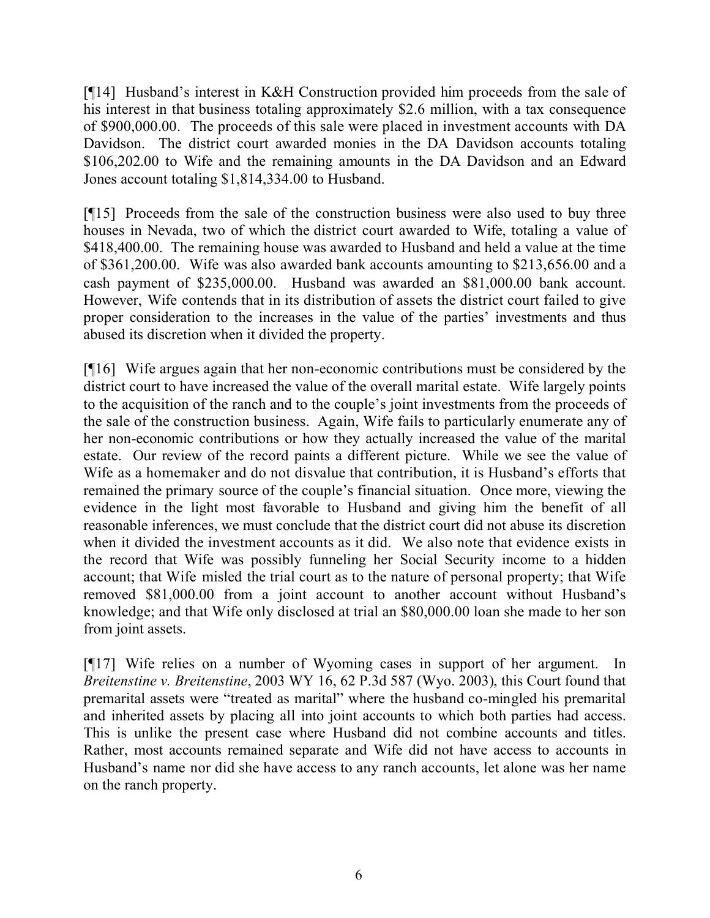[¶14] Husband's interest in K&H Construction provided him proceeds from the sale of his interest in that business totaling approximately $2.6 million, with a tax consequence of $900,000.00. The proceeds of this sale were placed in investment accounts with DA Davidson. The district court awarded monies in the DA Davidson accounts totaling $106,202.00 to Wife and the remaining amounts in the DA Davidson and an Edward Jones account totaling $1,814,334.00 to Husband.

[¶15] Proceeds from the sale of the construction business were also used to buy three houses in Nevada, two of which the district court awarded to Wife, totaling a value of $418,400.00. The remaining house was awarded to Husband and held a value at the time of $361,200.00. Wife was also awarded bank accounts amounting to $213,656.00 and a cash payment of $235,000.00. Husband was awarded an $81,000.00 bank account. However, Wife contends that in its distribution of assets the district court failed to give proper consideration to the increases in the value of the parties' investments and thus abused its discretion when it divided the property.

[¶16] Wife argues again that her non-economic contributions must be considered by the district court to have increased the value of the overall marital estate. Wife largely points to the acquisition of the ranch and to the couple's joint investments from the proceeds of the sale of the construction business. Again, Wife fails to particularly enumerate any of her non-economic contributions or how they actually increased the value of the marital estate. Our review of the record paints a different picture. While we see the value of Wife as a homemaker and do not disvalue that contribution, it is Husband's efforts that remained the primary source of the couple's financial situation. Once more, viewing the evidence in the light most favorable to Husband and giving him the benefit of all reasonable inferences, we must conclude that the district court did not abuse its discretion when it divided the investment accounts as it did. We also note that evidence exists in the record that Wife was possibly funneling her Social Security income to a hidden account; that Wife misled the trial court as to the nature of personal property; that Wife removed $81,000.00 from a joint account to another account without Husband's knowledge; and that Wife only disclosed at trial an $80,000.00 loan she made to her son from joint assets.

[¶17] Wife relies on a number of Wyoming cases in support of her argument. In *Breitenstine v. Breitenstine*, 2003 WY 16, 62 P.3d 587 (Wyo. 2003), this Court found that premarital assets were "treated as marital" where the husband co-mingled his premarital and inherited assets by placing all into joint accounts to which both parties had access. This is unlike the present case where Husband did not combine accounts and titles. Rather, most accounts remained separate and Wife did not have access to accounts in Husband's name nor did she have access to any ranch accounts, let alone was her name on the ranch property.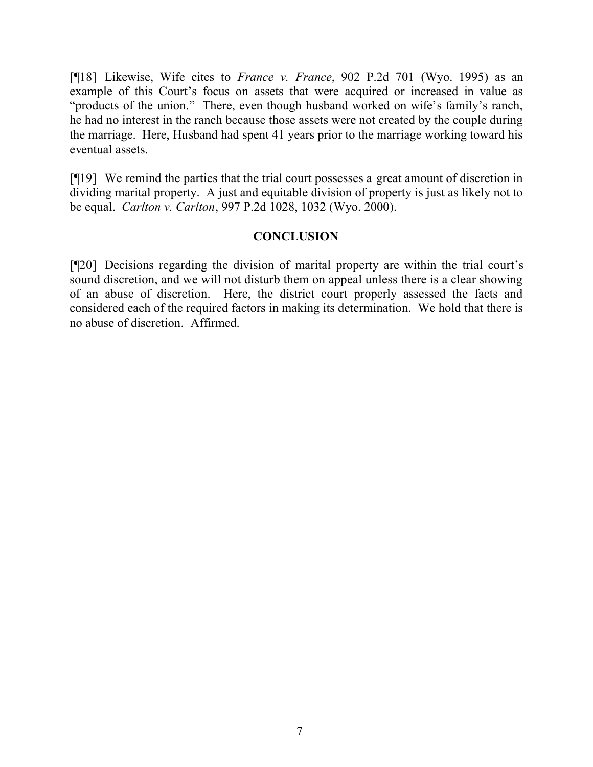[¶18] Likewise, Wife cites to *France v. France*, 902 P.2d 701 (Wyo. 1995) as an example of this Court's focus on assets that were acquired or increased in value as "products of the union." There, even though husband worked on wife's family's ranch, he had no interest in the ranch because those assets were not created by the couple during the marriage. Here, Husband had spent 41 years prior to the marriage working toward his eventual assets.

[¶19] We remind the parties that the trial court possesses a great amount of discretion in dividing marital property. A just and equitable division of property is just as likely not to be equal. *Carlton v. Carlton*, 997 P.2d 1028, 1032 (Wyo. 2000).

## CONCLUSION

[¶20] Decisions regarding the division of marital property are within the trial court's sound discretion, and we will not disturb them on appeal unless there is a clear showing of an abuse of discretion. Here, the district court properly assessed the facts and considered each of the required factors in making its determination. We hold that there is no abuse of discretion. Affirmed.